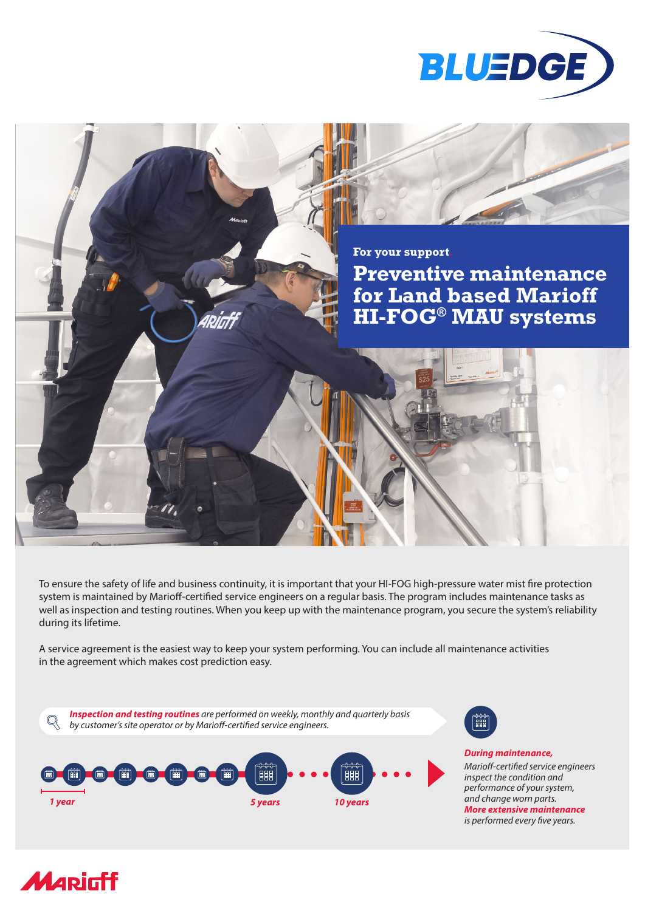BLUEDGE

For your support.

# Preventive maintenance for Land based Marioff HI-FOG® MAU systems

To ensure the safety of life and business continuity, it is important that your HI-FOG high-pressure water mist fire protection system is maintained by Marioff-certified service engineers on a regular basis. The program includes maintenance tasks as well as inspection and testing routines. When you keep up with the maintenance program, you secure the system's reliability during its lifetime.

A service agreement is the easiest way to keep your system performing. You can include all maintenance activities in the agreement which makes cost prediction easy.

***Inspection and testing routines** are performed on weekly, monthly and quarterly basis by customer's site operator or by Marioff-certified service engineers.*

*1 year*

*5 years*

*10 years*

***During maintenance,***
*Marioff-certified service engineers inspect the condition and performance of your system, and change worn parts.*
***More extensive maintenance***
*is performed every five years.*

Marioff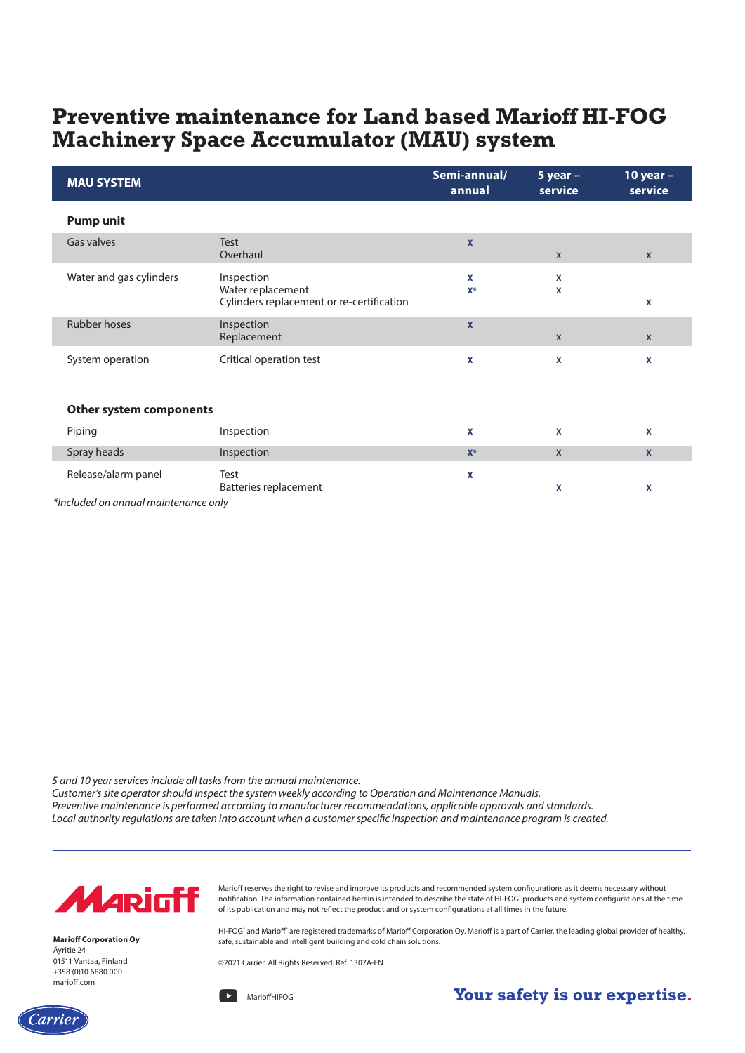# Preventive maintenance for Land based Marioff HI-FOG Machinery Space Accumulator (MAU) system

| MAU SYSTEM | | Semi-annual/ annual | 5 year – service | 10 year – service |
|---|---|---|---|---|
| **Pump unit** | | | | |
| Gas valves | Test | x | | |
| | Overhaul | | x | x |
| Water and gas cylinders | Inspection | x | x | |
| | Water replacement | x* | x | |
| | Cylinders replacement or re-certification | | | x |
| Rubber hoses | Inspection | x | | |
| | Replacement | | x | x |
| System operation | Critical operation test | x | x | x |
| **Other system components** | | | | |
| Piping | Inspection | x | x | x |
| Spray heads | Inspection | x* | x | x |
| Release/alarm panel | Test | x | | |
| | Batteries replacement | | x | x |

*\*Included on annual maintenance only*

*5 and 10 year services include all tasks from the annual maintenance.*
*Customer's site operator should inspect the system weekly according to Operation and Maintenance Manuals.*
*Preventive maintenance is performed according to manufacturer recommendations, applicable approvals and standards.*
*Local authority regulations are taken into account when a customer specific inspection and maintenance program is created.*

Marioff reserves the right to revise and improve its products and recommended system configurations as it deems necessary without notification. The information contained herein is intended to describe the state of HI-FOG® products and system configurations at the time of its publication and may not reflect the product and or system configurations at all times in the future.

HI-FOG® and Marioff® are registered trademarks of Marioff Corporation Oy. Marioff is a part of Carrier, the leading global provider of healthy, safe, sustainable and intelligent building and cold chain solutions.

©2021 Carrier. All Rights Reserved. Ref. 1307A-EN

**Marioff Corporation Oy**
Äyritie 24
01511 Vantaa, Finland
+358 (0)10 6880 000
marioff.com

MarioffHIFOG

**Your safety is our expertise.**